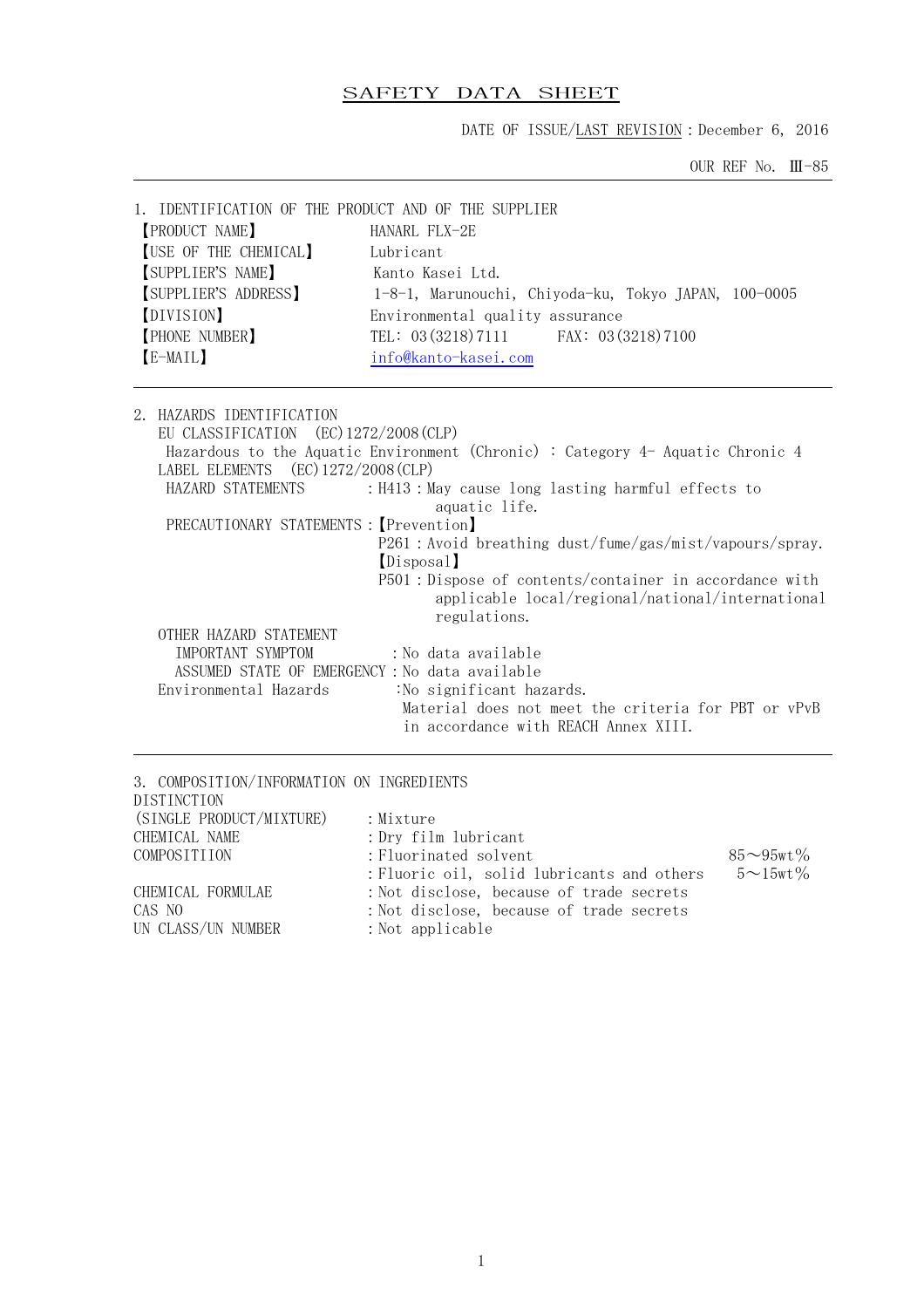# SAFETY DATA SHEET

DATE OF ISSUE/LAST REVISION：December 6, 2016

OUR REF No. Ⅲ-85

---

## 1. IDENTIFICATION OF THE PRODUCT AND OF THE SUPPLIER

| | |
|---|---|
| 【PRODUCT NAME】 | HANARL FLX-2E |
| 【USE OF THE CHEMICAL】 | Lubricant |
| 【SUPPLIER'S NAME】 | Kanto Kasei Ltd. |
| 【SUPPLIER'S ADDRESS】 | 1-8-1, Marunouchi, Chiyoda-ku, Tokyo JAPAN, 100-0005 |
| 【DIVISION】 | Environmental quality assurance |
| 【PHONE NUMBER】 | TEL: 03(3218)7111　　FAX: 03(3218)7100 |
| 【E-MAIL】 | info@kanto-kasei.com |

---

## 2. HAZARDS IDENTIFICATION

EU CLASSIFICATION (EC)1272/2008(CLP)

Hazardous to the Aquatic Environment (Chronic) : Category 4- Aquatic Chronic 4

LABEL ELEMENTS (EC)1272/2008(CLP)

HAZARD STATEMENTS：H413：May cause long lasting harmful effects to aquatic life.

PRECAUTIONARY STATEMENTS：【Prevention】

P261：Avoid breathing dust/fume/gas/mist/vapours/spray.

【Disposal】

P501：Dispose of contents/container in accordance with applicable local/regional/national/international regulations.

OTHER HAZARD STATEMENT

IMPORTANT SYMPTOM：No data available

ASSUMED STATE OF EMERGENCY：No data available

Environmental Hazards：No significant hazards.

Material does not meet the criteria for PBT or vPvB in accordance with REACH Annex XIII.

---

## 3. COMPOSITION/INFORMATION ON INGREDIENTS

| | | |
|---|---|---|
| DISTINCTION (SINGLE PRODUCT/MIXTURE) | ：Mixture | |
| CHEMICAL NAME | ：Dry film lubricant | |
| COMPOSITIION | ：Fluorinated solvent | 85～95wt% |
| | ：Fluoric oil, solid lubricants and others | 5～15wt% |
| CHEMICAL FORMULAE | ：Not disclose, because of trade secrets | |
| CAS NO | ：Not disclose, because of trade secrets | |
| UN CLASS/UN NUMBER | ：Not applicable | |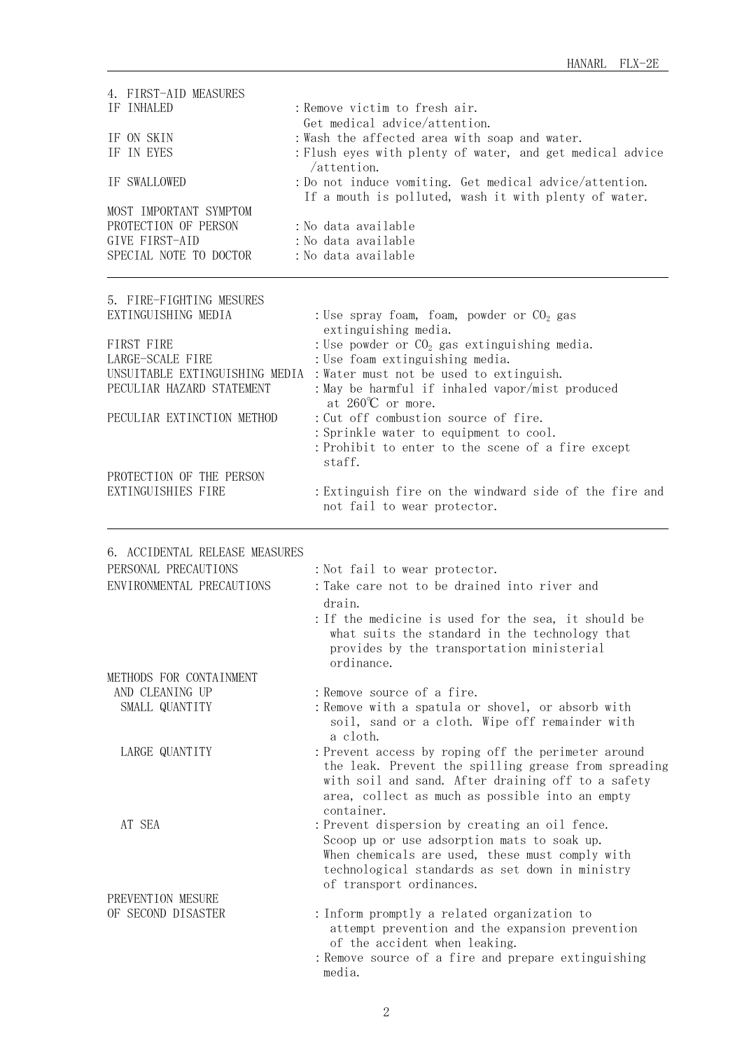## 4. FIRST-AID MEASURES

| | |
|---|---|
| IF INHALED | : Remove victim to fresh air. Get medical advice/attention. |
| IF ON SKIN | : Wash the affected area with soap and water. |
| IF IN EYES | : Flush eyes with plenty of water, and get medical advice /attention. |
| IF SWALLOWED | : Do not induce vomiting. Get medical advice/attention. If a mouth is polluted, wash it with plenty of water. |
| MOST IMPORTANT SYMPTOM | |
| PROTECTION OF PERSON | : No data available |
| GIVE FIRST-AID | : No data available |
| SPECIAL NOTE TO DOCTOR | : No data available |

## 5. FIRE-FIGHTING MESURES

| | |
|---|---|
| EXTINGUISHING MEDIA | : Use spray foam, foam, powder or $CO_2$ gas extinguishing media. |
| FIRST FIRE | : Use powder or $CO_2$ gas extinguishing media. |
| LARGE-SCALE FIRE | : Use foam extinguishing media. |
| UNSUITABLE EXTINGUISHING MEDIA | : Water must not be used to extinguish. |
| PECULIAR HAZARD STATEMENT | : May be harmful if inhaled vapor/mist produced at 260℃ or more. |
| PECULIAR EXTINCTION METHOD | : Cut off combustion source of fire.<br>: Sprinkle water to equipment to cool.<br>: Prohibit to enter to the scene of a fire except staff. |
| PROTECTION OF THE PERSON EXTINGUISHIES FIRE | : Extinguish fire on the windward side of the fire and not fail to wear protector. |

## 6. ACCIDENTAL RELEASE MEASURES

| | |
|---|---|
| PERSONAL PRECAUTIONS | : Not fail to wear protector. |
| ENVIRONMENTAL PRECAUTIONS | : Take care not to be drained into river and drain.<br>: If the medicine is used for the sea, it should be what suits the standard in the technology that provides by the transportation ministerial ordinance. |
| METHODS FOR CONTAINMENT AND CLEANING UP | : Remove source of a fire. |
| SMALL QUANTITY | : Remove with a spatula or shovel, or absorb with soil, sand or a cloth. Wipe off remainder with a cloth. |
| LARGE QUANTITY | : Prevent access by roping off the perimeter around the leak. Prevent the spilling grease from spreading with soil and sand. After draining off to a safety area, collect as much as possible into an empty container. |
| AT SEA | : Prevent dispersion by creating an oil fence. Scoop up or use adsorption mats to soak up. When chemicals are used, these must comply with technological standards as set down in ministry of transport ordinances. |
| PREVENTION MESURE OF SECOND DISASTER | : Inform promptly a related organization to attempt prevention and the expansion prevention of the accident when leaking.<br>: Remove source of a fire and prepare extinguishing media. |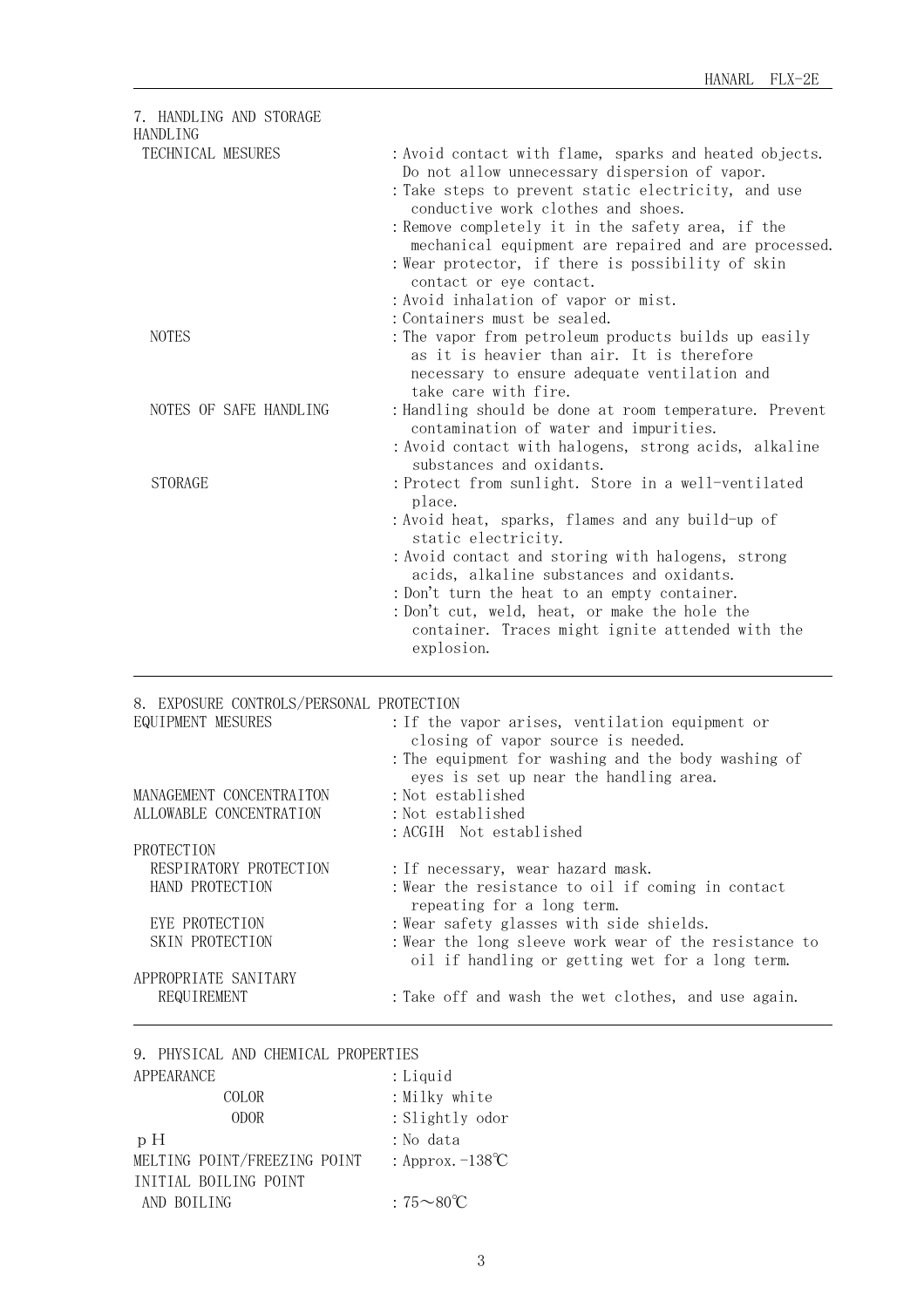## 7. HANDLING AND STORAGE

### HANDLING

**TECHNICAL MESURES**

: Avoid contact with flame, sparks and heated objects. Do not allow unnecessary dispersion of vapor.

: Take steps to prevent static electricity, and use conductive work clothes and shoes.

: Remove completely it in the safety area, if the mechanical equipment are repaired and are processed.

: Wear protector, if there is possibility of skin contact or eye contact.

: Avoid inhalation of vapor or mist.

: Containers must be sealed.

**NOTES**

: The vapor from petroleum products builds up easily as it is heavier than air. It is therefore necessary to ensure adequate ventilation and take care with fire.

**NOTES OF SAFE HANDLING**

: Handling should be done at room temperature. Prevent contamination of water and impurities.

: Avoid contact with halogens, strong acids, alkaline substances and oxidants.

**STORAGE**

: Protect from sunlight. Store in a well-ventilated place.

: Avoid heat, sparks, flames and any build-up of static electricity.

: Avoid contact and storing with halogens, strong acids, alkaline substances and oxidants.

: Don't turn the heat to an empty container.

: Don't cut, weld, heat, or make the hole the container. Traces might ignite attended with the explosion.

---

## 8. EXPOSURE CONTROLS/PERSONAL PROTECTION

**EQUIPMENT MESURES**

: If the vapor arises, ventilation equipment or closing of vapor source is needed.

: The equipment for washing and the body washing of eyes is set up near the handling area.

**MANAGEMENT CONCENTRAITON** : Not established

**ALLOWABLE CONCENTRATION** : Not established

: ACGIH Not established

**PROTECTION**

- RESPIRATORY PROTECTION : If necessary, wear hazard mask.
- HAND PROTECTION : Wear the resistance to oil if coming in contact repeating for a long term.
- EYE PROTECTION : Wear safety glasses with side shields.
- SKIN PROTECTION : Wear the long sleeve work wear of the resistance to oil if handling or getting wet for a long term.

**APPROPRIATE SANITARY REQUIREMENT** : Take off and wash the wet clothes, and use again.

---

## 9. PHYSICAL AND CHEMICAL PROPERTIES

| | |
|---|---|
| APPEARANCE | : Liquid |
| COLOR | : Milky white |
| ODOR | : Slightly odor |
| pＨ | : No data |
| MELTING POINT/FREEZING POINT | : Approx. -138℃ |
| INITIAL BOILING POINT AND BOILING | : 75～80℃ |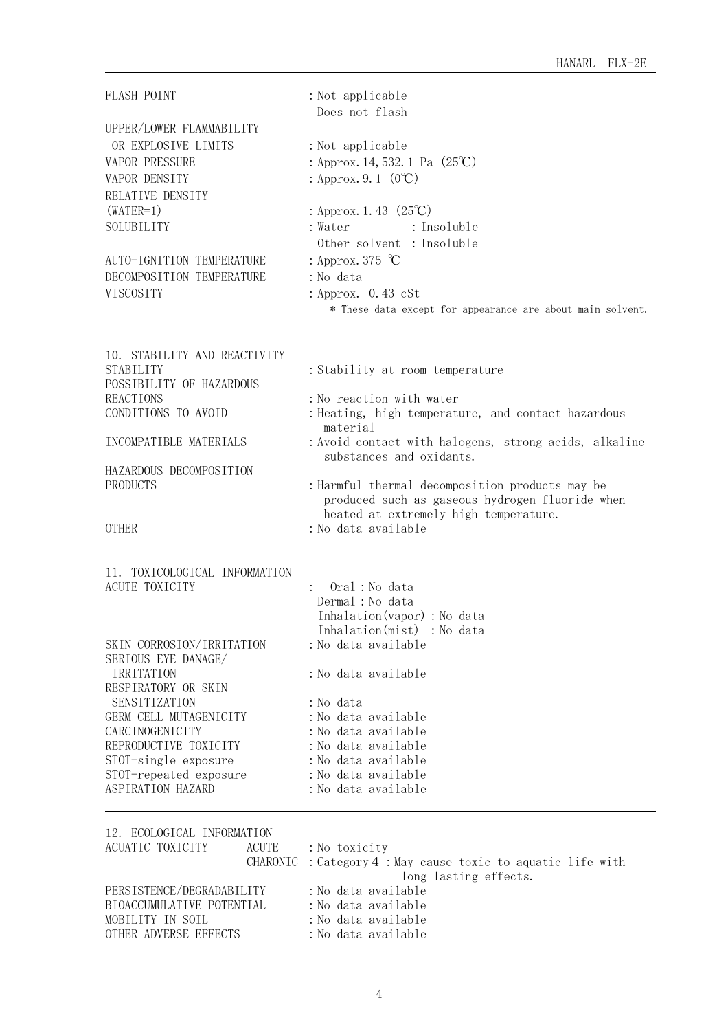| | |
|---|---|
| FLASH POINT | : Not applicable<br>Does not flash |
| UPPER/LOWER FLAMMABILITY OR EXPLOSIVE LIMITS | : Not applicable |
| VAPOR PRESSURE | : Approx. 14,532.1 Pa (25℃) |
| VAPOR DENSITY | : Approx. 9.1 (0℃) |
| RELATIVE DENSITY (WATER=1) | : Approx. 1.43 (25℃) |
| SOLUBILITY | : Water : Insoluble<br>Other solvent : Insoluble |
| AUTO-IGNITION TEMPERATURE | : Approx. 375 ℃ |
| DECOMPOSITION TEMPERATURE | : No data |
| VISCOSITY | : Approx. 0.43 cSt |

* These data except for appearance are about main solvent.

## 10. STABILITY AND REACTIVITY

| | |
|---|---|
| STABILITY | : Stability at room temperature |
| POSSIBILITY OF HAZARDOUS REACTIONS | : No reaction with water |
| CONDITIONS TO AVOID | : Heating, high temperature, and contact hazardous material |
| INCOMPATIBLE MATERIALS | : Avoid contact with halogens, strong acids, alkaline substances and oxidants. |
| HAZARDOUS DECOMPOSITION PRODUCTS | : Harmful thermal decomposition products may be produced such as gaseous hydrogen fluoride when heated at extremely high temperature. |
| OTHER | : No data available |

## 11. TOXICOLOGICAL INFORMATION

| | |
|---|---|
| ACUTE TOXICITY | : Oral : No data<br>Dermal : No data<br>Inhalation(vapor) : No data<br>Inhalation(mist) : No data |
| SKIN CORROSION/IRRITATION | : No data available |
| SERIOUS EYE DANAGE/ IRRITATION | : No data available |
| RESPIRATORY OR SKIN SENSITIZATION | : No data |
| GERM CELL MUTAGENICITY | : No data available |
| CARCINOGENICITY | : No data available |
| REPRODUCTIVE TOXICITY | : No data available |
| STOT-single exposure | : No data available |
| STOT-repeated exposure | : No data available |
| ASPIRATION HAZARD | : No data available |

## 12. ECOLOGICAL INFORMATION

| | | |
|---|---|---|
| ACUATIC TOXICITY | ACUTE | : No toxicity |
| | CHARONIC | : Category 4 : May cause toxic to aquatic life with long lasting effects. |
| PERSISTENCE/DEGRADABILITY | | : No data available |
| BIOACCUMULATIVE POTENTIAL | | : No data available |
| MOBILITY IN SOIL | | : No data available |
| OTHER ADVERSE EFFECTS | | : No data available |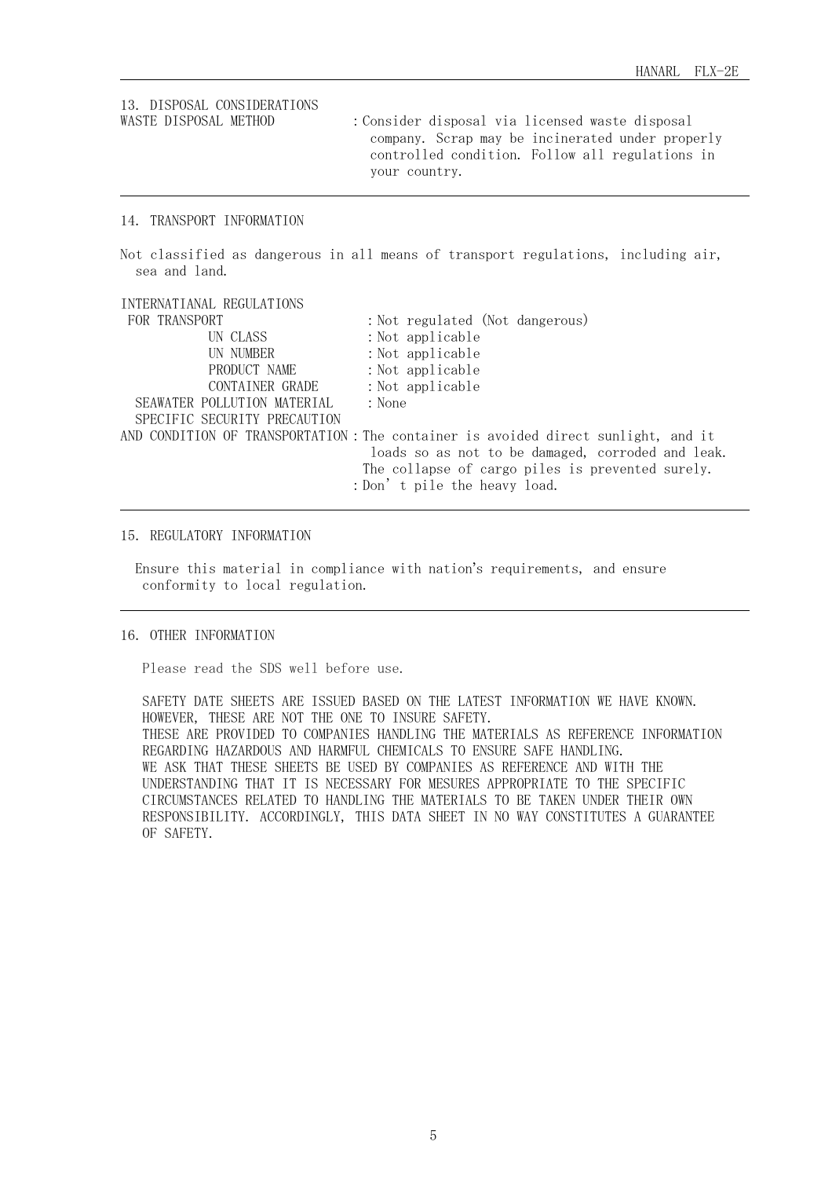## 13. DISPOSAL CONSIDERATIONS

WASTE DISPOSAL METHOD : Consider disposal via licensed waste disposal company. Scrap may be incinerated under properly controlled condition. Follow all regulations in your country.

## 14. TRANSPORT INFORMATION

Not classified as dangerous in all means of transport regulations, including air, sea and land.

INTERNATIANAL REGULATIONS

FOR TRANSPORT : Not regulated (Not dangerous)

- UN CLASS : Not applicable
- UN NUMBER : Not applicable
- PRODUCT NAME : Not applicable
- CONTAINER GRADE : Not applicable

SEAWATER POLLUTION MATERIAL : None

SPECIFIC SECURITY PRECAUTION AND CONDITION OF TRANSPORTATION : The container is avoided direct sunlight, and it loads so as not to be damaged, corroded and leak. The collapse of cargo piles is prevented surely.

: Don't pile the heavy load.

## 15. REGULATORY INFORMATION

Ensure this material in compliance with nation's requirements, and ensure conformity to local regulation.

## 16. OTHER INFORMATION

Please read the SDS well before use.

SAFETY DATE SHEETS ARE ISSUED BASED ON THE LATEST INFORMATION WE HAVE KNOWN. HOWEVER, THESE ARE NOT THE ONE TO INSURE SAFETY.
THESE ARE PROVIDED TO COMPANIES HANDLING THE MATERIALS AS REFERENCE INFORMATION REGARDING HAZARDOUS AND HARMFUL CHEMICALS TO ENSURE SAFE HANDLING.
WE ASK THAT THESE SHEETS BE USED BY COMPANIES AS REFERENCE AND WITH THE UNDERSTANDING THAT IT IS NECESSARY FOR MESURES APPROPRIATE TO THE SPECIFIC CIRCUMSTANCES RELATED TO HANDLING THE MATERIALS TO BE TAKEN UNDER THEIR OWN RESPONSIBILITY. ACCORDINGLY, THIS DATA SHEET IN NO WAY CONSTITUTES A GUARANTEE OF SAFETY.